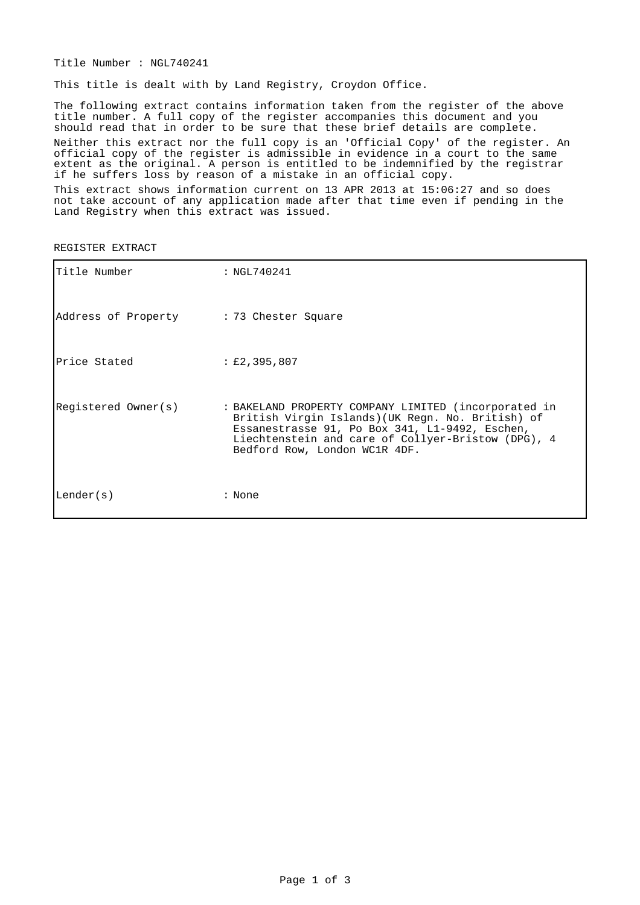Title Number : NGL740241

This title is dealt with by Land Registry, Croydon Office.

The following extract contains information taken from the register of the above title number. A full copy of the register accompanies this document and you should read that in order to be sure that these brief details are complete.

Neither this extract nor the full copy is an 'Official Copy' of the register. An official copy of the register is admissible in evidence in a court to the same extent as the original. A person is entitled to be indemnified by the registrar if he suffers loss by reason of a mistake in an official copy.

This extract shows information current on 13 APR 2013 at 15:06:27 and so does not take account of any application made after that time even if pending in the Land Registry when this extract was issued.

REGISTER EXTRACT

| | |
|---|---|
| Title Number | : NGL740241 |
| Address of Property | : 73 Chester Square |
| Price Stated | : £2,395,807 |
| Registered Owner(s) | : BAKELAND PROPERTY COMPANY LIMITED (incorporated in British Virgin Islands)(UK Regn. No. British) of Essanestrasse 91, Po Box 341, L1-9492, Eschen, Liechtenstein and care of Collyer-Bristow (DPG), 4 Bedford Row, London WC1R 4DF. |
| Lender(s) | : None |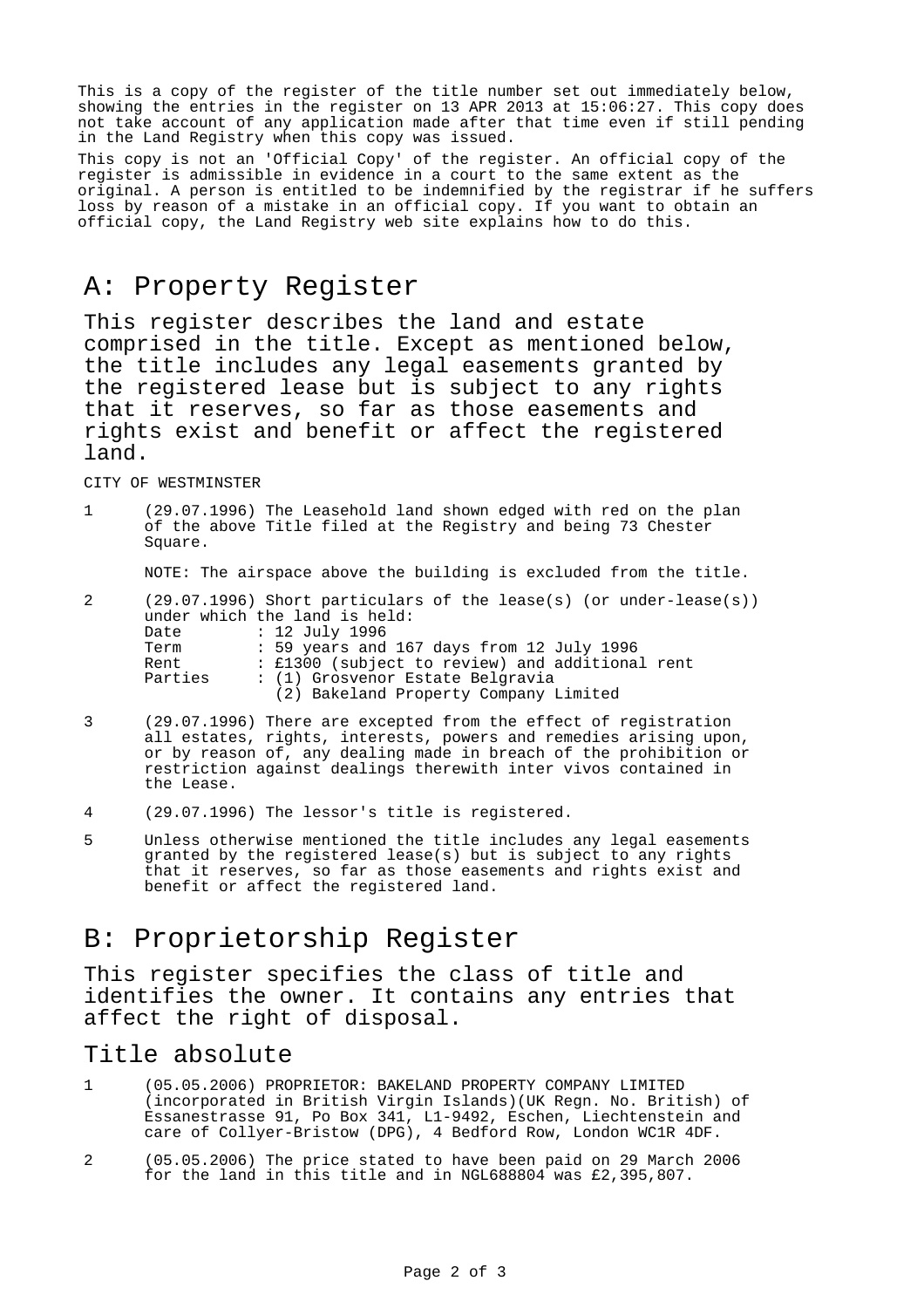This is a copy of the register of the title number set out immediately below, showing the entries in the register on 13 APR 2013 at 15:06:27. This copy does not take account of any application made after that time even if still pending in the Land Registry when this copy was issued.

This copy is not an 'Official Copy' of the register. An official copy of the register is admissible in evidence in a court to the same extent as the original. A person is entitled to be indemnified by the registrar if he suffers loss by reason of a mistake in an official copy. If you want to obtain an official copy, the Land Registry web site explains how to do this.

# A: Property Register

This register describes the land and estate comprised in the title. Except as mentioned below, the title includes any legal easements granted by the registered lease but is subject to any rights that it reserves, so far as those easements and rights exist and benefit or affect the registered land.

CITY OF WESTMINSTER

1 (29.07.1996) The Leasehold land shown edged with red on the plan of the above Title filed at the Registry and being 73 Chester Square.

NOTE: The airspace above the building is excluded from the title.

2 (29.07.1996) Short particulars of the lease(s) (or under-lease(s)) under which the land is held:

| | |
|---|---|
| Date | : 12 July 1996 |
| Term | : 59 years and 167 days from 12 July 1996 |
| Rent | : £1300 (subject to review) and additional rent |
| Parties | : (1) Grosvenor Estate Belgravia<br>(2) Bakeland Property Company Limited |

3 (29.07.1996) There are excepted from the effect of registration all estates, rights, interests, powers and remedies arising upon, or by reason of, any dealing made in breach of the prohibition or restriction against dealings therewith inter vivos contained in the Lease.

4 (29.07.1996) The lessor's title is registered.

5 Unless otherwise mentioned the title includes any legal easements granted by the registered lease(s) but is subject to any rights that it reserves, so far as those easements and rights exist and benefit or affect the registered land.

# B: Proprietorship Register

This register specifies the class of title and identifies the owner. It contains any entries that affect the right of disposal.

## Title absolute

1 (05.05.2006) PROPRIETOR: BAKELAND PROPERTY COMPANY LIMITED (incorporated in British Virgin Islands)(UK Regn. No. British) of Essanestrasse 91, Po Box 341, L1-9492, Eschen, Liechtenstein and care of Collyer-Bristow (DPG), 4 Bedford Row, London WC1R 4DF.

2 (05.05.2006) The price stated to have been paid on 29 March 2006 for the land in this title and in NGL688804 was £2,395,807.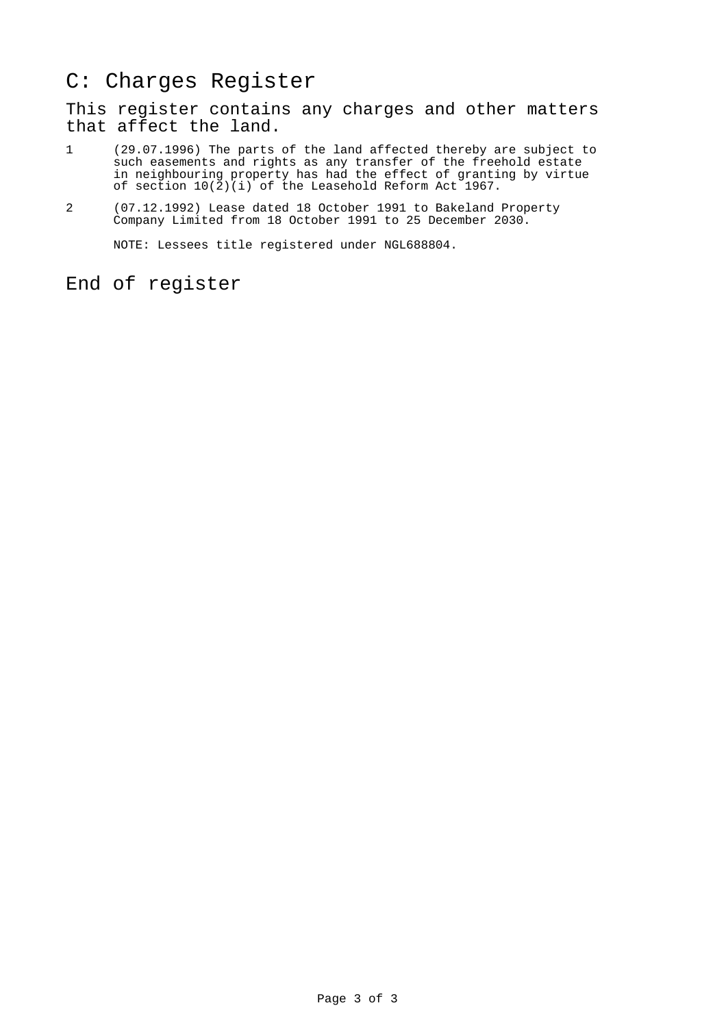# C: Charges Register

This register contains any charges and other matters that affect the land.

1 (29.07.1996) The parts of the land affected thereby are subject to such easements and rights as any transfer of the freehold estate in neighbouring property has had the effect of granting by virtue of section 10(2)(i) of the Leasehold Reform Act 1967.

2 (07.12.1992) Lease dated 18 October 1991 to Bakeland Property Company Limited from 18 October 1991 to 25 December 2030.

NOTE: Lessees title registered under NGL688804.

# End of register